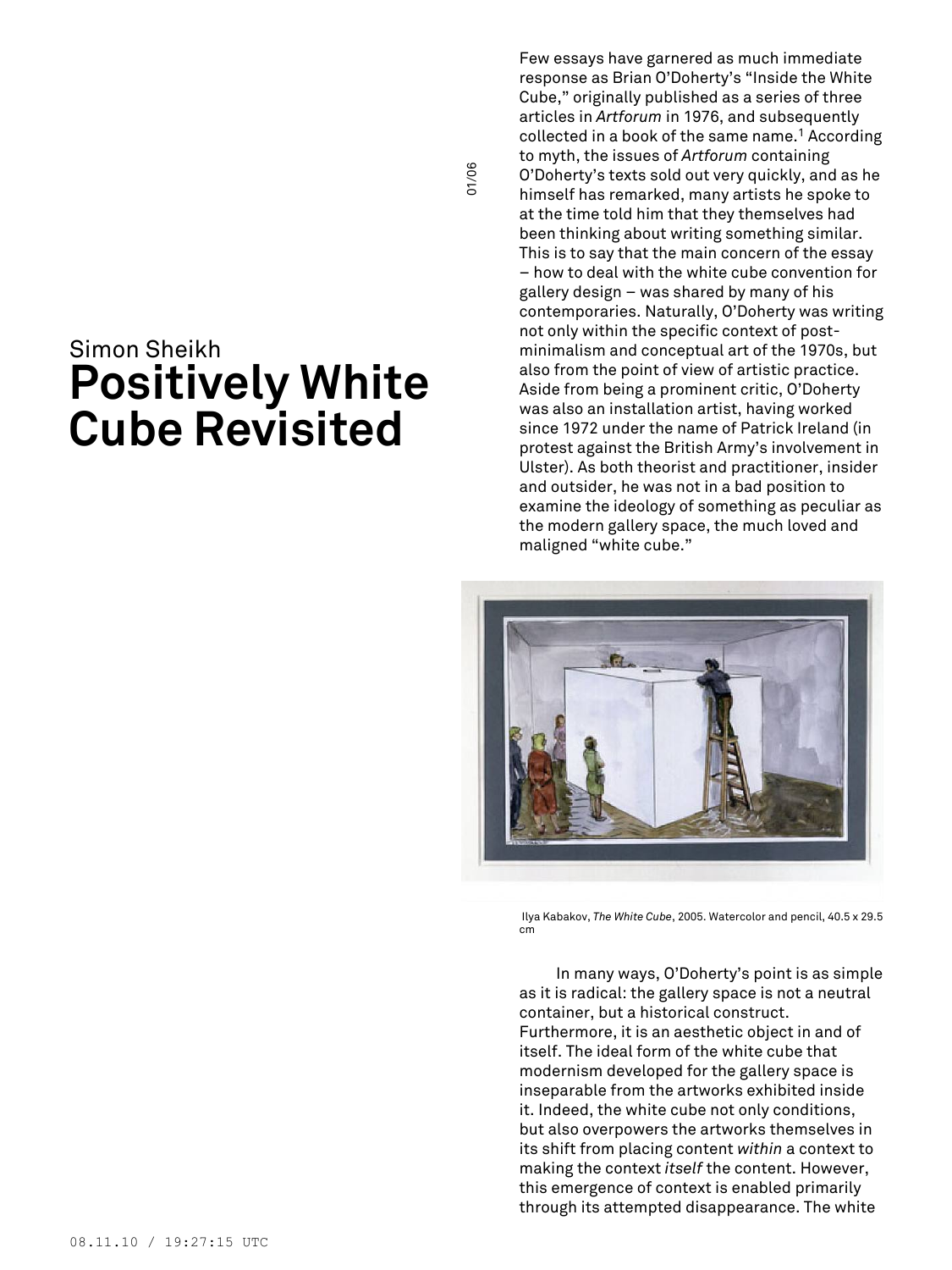Simon Sheikh

# Positively White Cube Revisited

Few essays have garnered as much immediate response as Brian O'Doherty's "Inside the White Cube," originally published as a series of three articles in *Artforum* in 1976, and subsequently collected in a book of the same name.[1] According to myth, the issues of *Artforum* containing O'Doherty's texts sold out very quickly, and as he himself has remarked, many artists he spoke to at the time told him that they themselves had been thinking about writing something similar. This is to say that the main concern of the essay – how to deal with the white cube convention for gallery design – was shared by many of his contemporaries. Naturally, O'Doherty was writing not only within the specific context of post-minimalism and conceptual art of the 1970s, but also from the point of view of artistic practice. Aside from being a prominent critic, O'Doherty was also an installation artist, having worked since 1972 under the name of Patrick Ireland (in protest against the British Army's involvement in Ulster). As both theorist and practitioner, insider and outsider, he was not in a bad position to examine the ideology of something as peculiar as the modern gallery space, the much loved and maligned "white cube."

Ilya Kabakov, *The White Cube*, 2005. Watercolor and pencil, 40.5 x 29.5 cm

In many ways, O'Doherty's point is as simple as it is radical: the gallery space is not a neutral container, but a historical construct. Furthermore, it is an aesthetic object in and of itself. The ideal form of the white cube that modernism developed for the gallery space is inseparable from the artworks exhibited inside it. Indeed, the white cube not only conditions, but also overpowers the artworks themselves in its shift from placing content *within* a context to making the context *itself* the content. However, this emergence of context is enabled primarily through its attempted disappearance. The white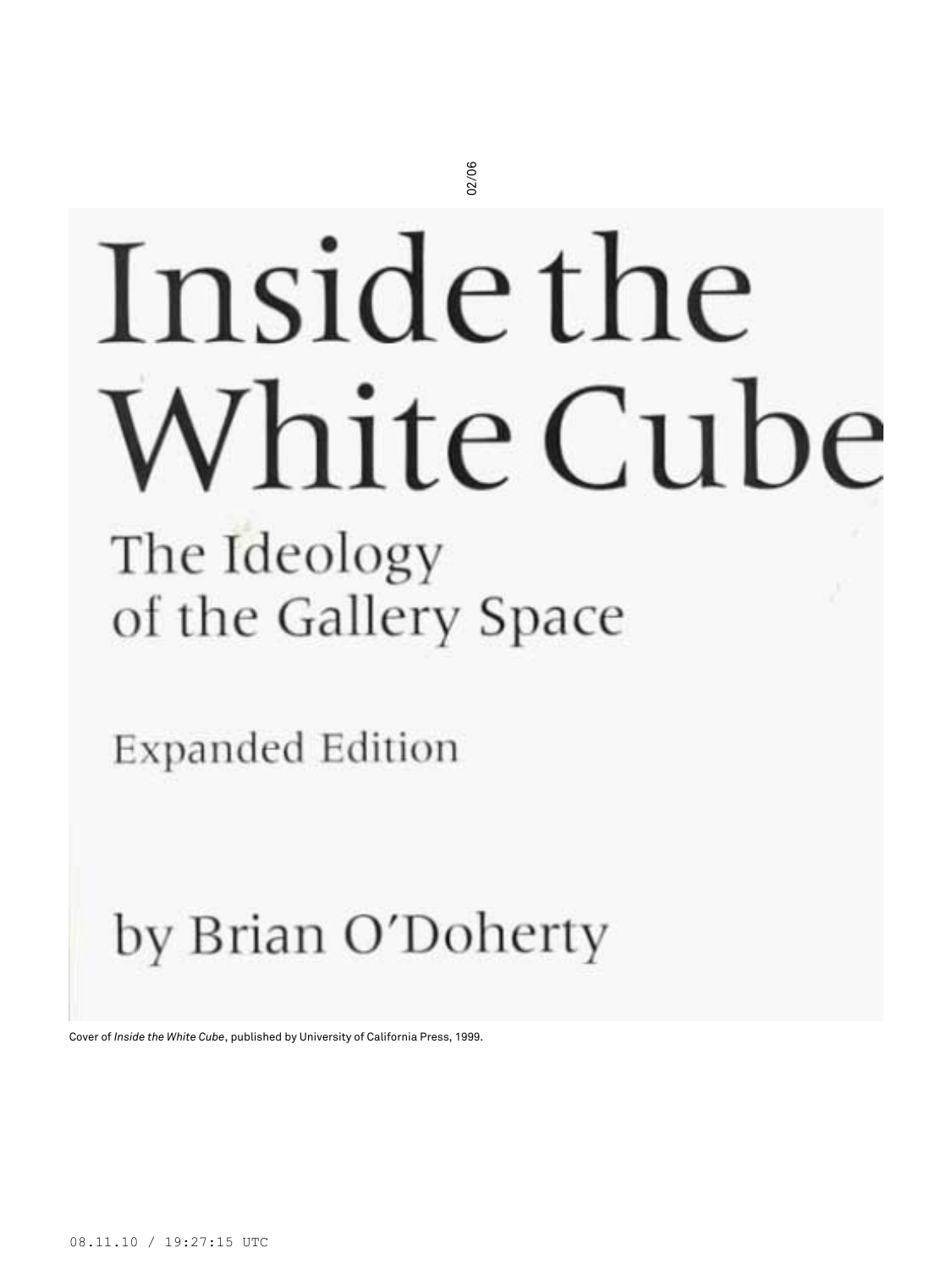# Inside the White Cube

## The Ideology of the Gallery Space

Expanded Edition

by Brian O'Doherty

Cover of *Inside the White Cube*, published by University of California Press, 1999.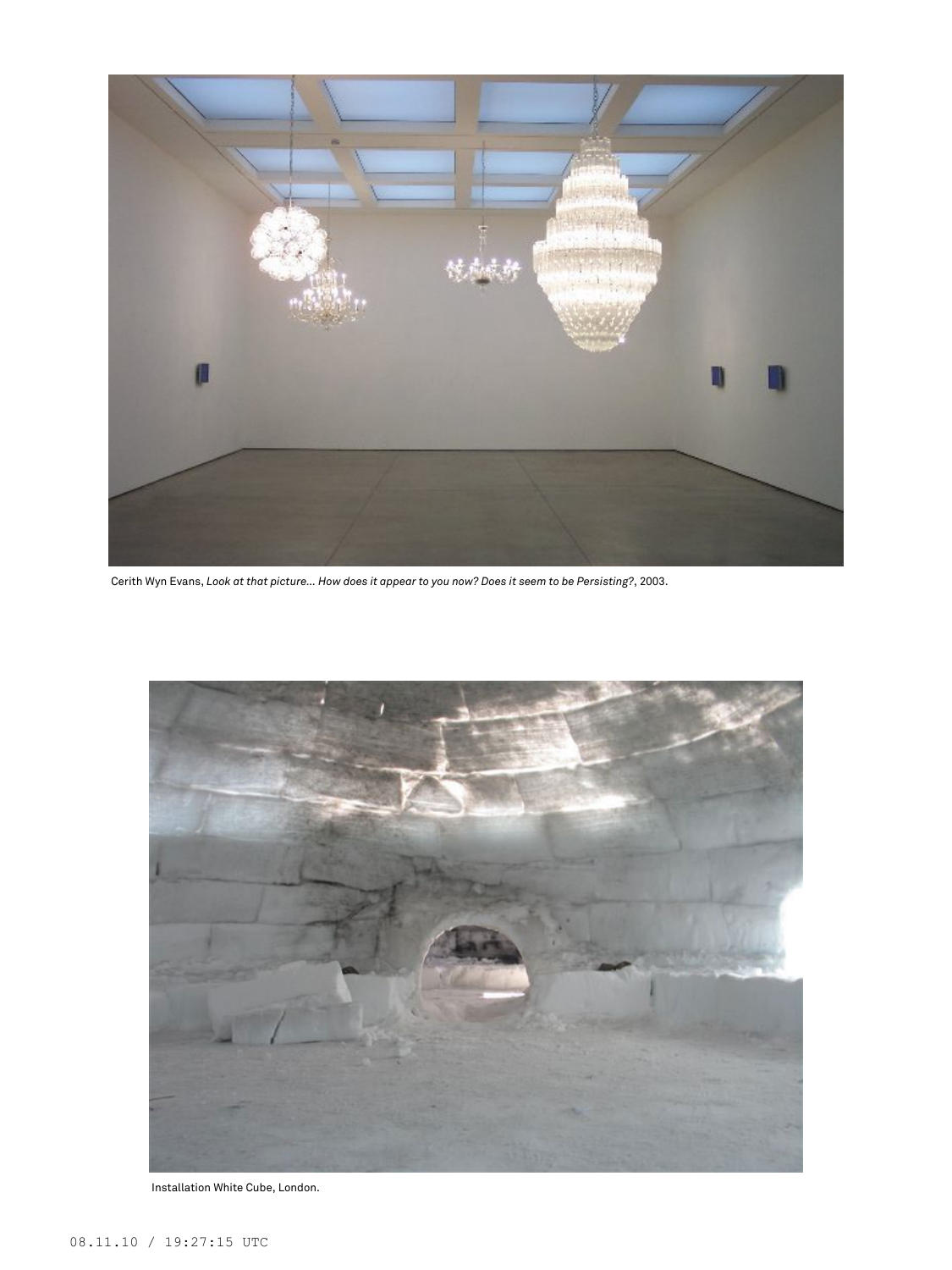Cerith Wyn Evans, *Look at that picture… How does it appear to you now? Does it seem to be Persisting?*, 2003.

Installation White Cube, London.

08.11.10 / 19:27:15 UTC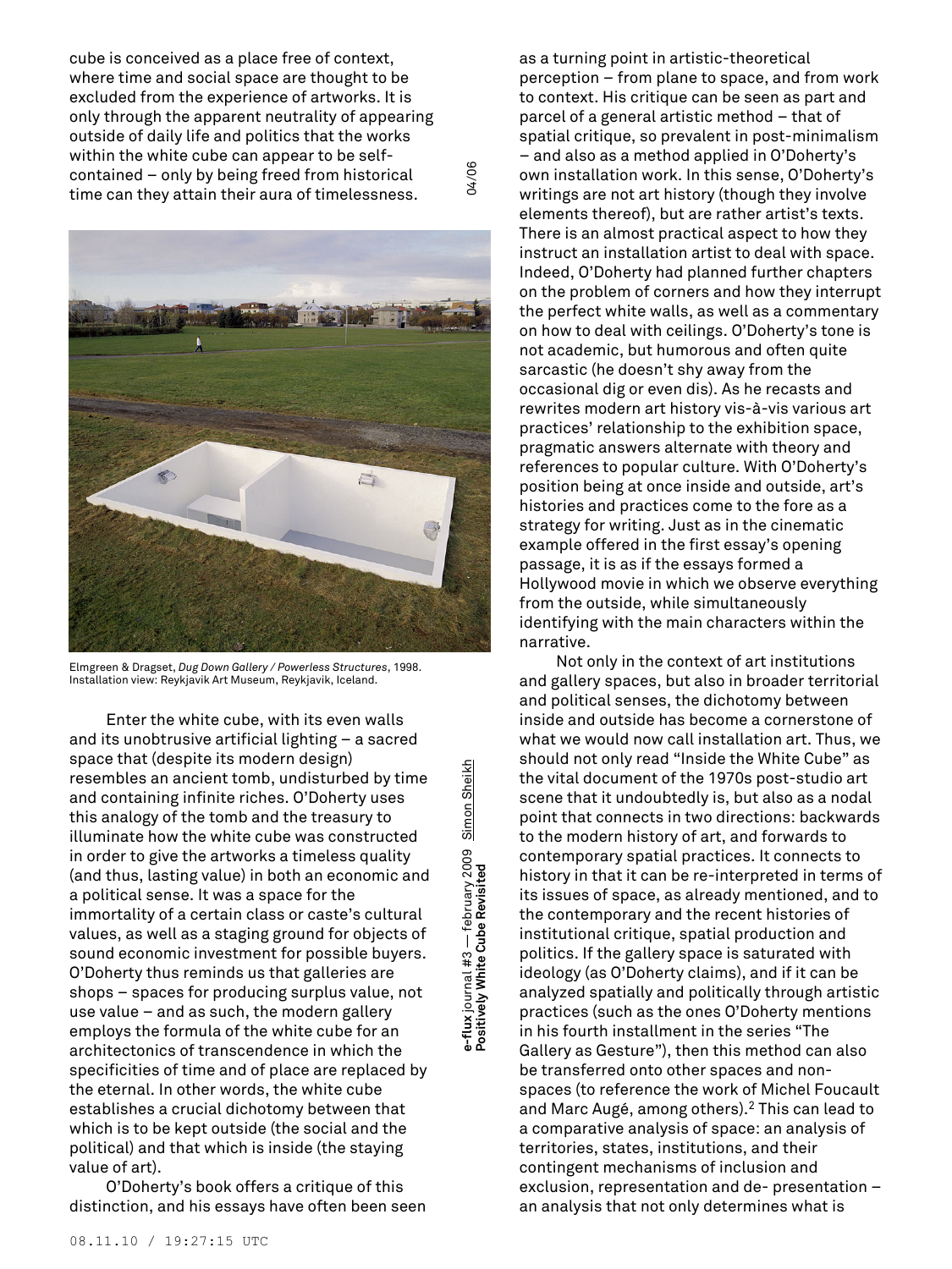cube is conceived as a place free of context, where time and social space are thought to be excluded from the experience of artworks. It is only through the apparent neutrality of appearing outside of daily life and politics that the works within the white cube can appear to be self-contained – only by being freed from historical time can they attain their aura of timelessness.

Elmgreen & Dragset, *Dug Down Gallery / Powerless Structures*, 1998. Installation view: Reykjavik Art Museum, Reykjavik, Iceland.

Enter the white cube, with its even walls and its unobtrusive artificial lighting – a sacred space that (despite its modern design) resembles an ancient tomb, undisturbed by time and containing infinite riches. O'Doherty uses this analogy of the tomb and the treasury to illuminate how the white cube was constructed in order to give the artworks a timeless quality (and thus, lasting value) in both an economic and a political sense. It was a space for the immortality of a certain class or caste's cultural values, as well as a staging ground for objects of sound economic investment for possible buyers. O'Doherty thus reminds us that galleries are shops – spaces for producing surplus value, not use value – and as such, the modern gallery employs the formula of the white cube for an architectonics of transcendence in which the specificities of time and of place are replaced by the eternal. In other words, the white cube establishes a crucial dichotomy between that which is to be kept outside (the social and the political) and that which is inside (the staying value of art).

O'Doherty's book offers a critique of this distinction, and his essays have often been seen as a turning point in artistic-theoretical perception – from plane to space, and from work to context. His critique can be seen as part and parcel of a general artistic method – that of spatial critique, so prevalent in post-minimalism – and also as a method applied in O'Doherty's own installation work. In this sense, O'Doherty's writings are not art history (though they involve elements thereof), but are rather artist's texts. There is an almost practical aspect to how they instruct an installation artist to deal with space. Indeed, O'Doherty had planned further chapters on the problem of corners and how they interrupt the perfect white walls, as well as a commentary on how to deal with ceilings. O'Doherty's tone is not academic, but humorous and often quite sarcastic (he doesn't shy away from the occasional dig or even dis). As he recasts and rewrites modern art history vis-à-vis various art practices' relationship to the exhibition space, pragmatic answers alternate with theory and references to popular culture. With O'Doherty's position being at once inside and outside, art's histories and practices come to the fore as a strategy for writing. Just as in the cinematic example offered in the first essay's opening passage, it is as if the essays formed a Hollywood movie in which we observe everything from the outside, while simultaneously identifying with the main characters within the narrative.

Not only in the context of art institutions and gallery spaces, but also in broader territorial and political senses, the dichotomy between inside and outside has become a cornerstone of what we would now call installation art. Thus, we should not only read "Inside the White Cube" as the vital document of the 1970s post-studio art scene that it undoubtedly is, but also as a nodal point that connects in two directions: backwards to the modern history of art, and forwards to contemporary spatial practices. It connects to history in that it can be re-interpreted in terms of its issues of space, as already mentioned, and to the contemporary and the recent histories of institutional critique, spatial production and politics. If the gallery space is saturated with ideology (as O'Doherty claims), and if it can be analyzed spatially and politically through artistic practices (such as the ones O'Doherty mentions in his fourth installment in the series "The Gallery as Gesture"), then this method can also be transferred onto other spaces and non-spaces (to reference the work of Michel Foucault and Marc Augé, among others).[2] This can lead to a comparative analysis of space: an analysis of territories, states, institutions, and their contingent mechanisms of inclusion and exclusion, representation and de- presentation – an analysis that not only determines what is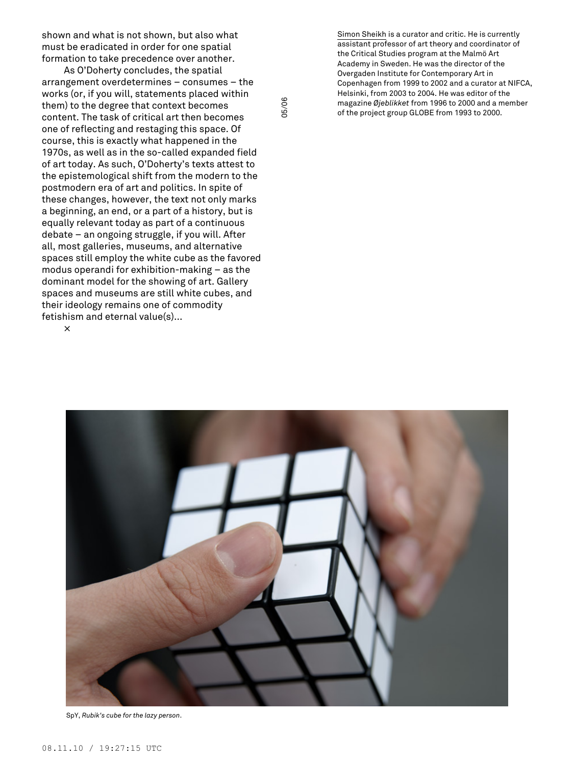shown and what is not shown, but also what must be eradicated in order for one spatial formation to take precedence over another.

As O'Doherty concludes, the spatial arrangement overdetermines – consumes – the works (or, if you will, statements placed within them) to the degree that context becomes content. The task of critical art then becomes one of reflecting and restaging this space. Of course, this is exactly what happened in the 1970s, as well as in the so-called expanded field of art today. As such, O'Doherty's texts attest to the epistemological shift from the modern to the postmodern era of art and politics. In spite of these changes, however, the text not only marks a beginning, an end, or a part of a history, but is equally relevant today as part of a continuous debate – an ongoing struggle, if you will. After all, most galleries, museums, and alternative spaces still employ the white cube as the favored modus operandi for exhibition-making – as the dominant model for the showing of art. Gallery spaces and museums are still white cubes, and their ideology remains one of commodity fetishism and eternal value(s)...

×

Simon Sheikh is a curator and critic. He is currently assistant professor of art theory and coordinator of the Critical Studies program at the Malmö Art Academy in Sweden. He was the director of the Overgaden Institute for Contemporary Art in Copenhagen from 1999 to 2002 and a curator at NIFCA, Helsinki, from 2003 to 2004. He was editor of the magazine *Øjeblikket* from 1996 to 2000 and a member of the project group GLOBE from 1993 to 2000.

SpY, *Rubik's cube for the lazy person*.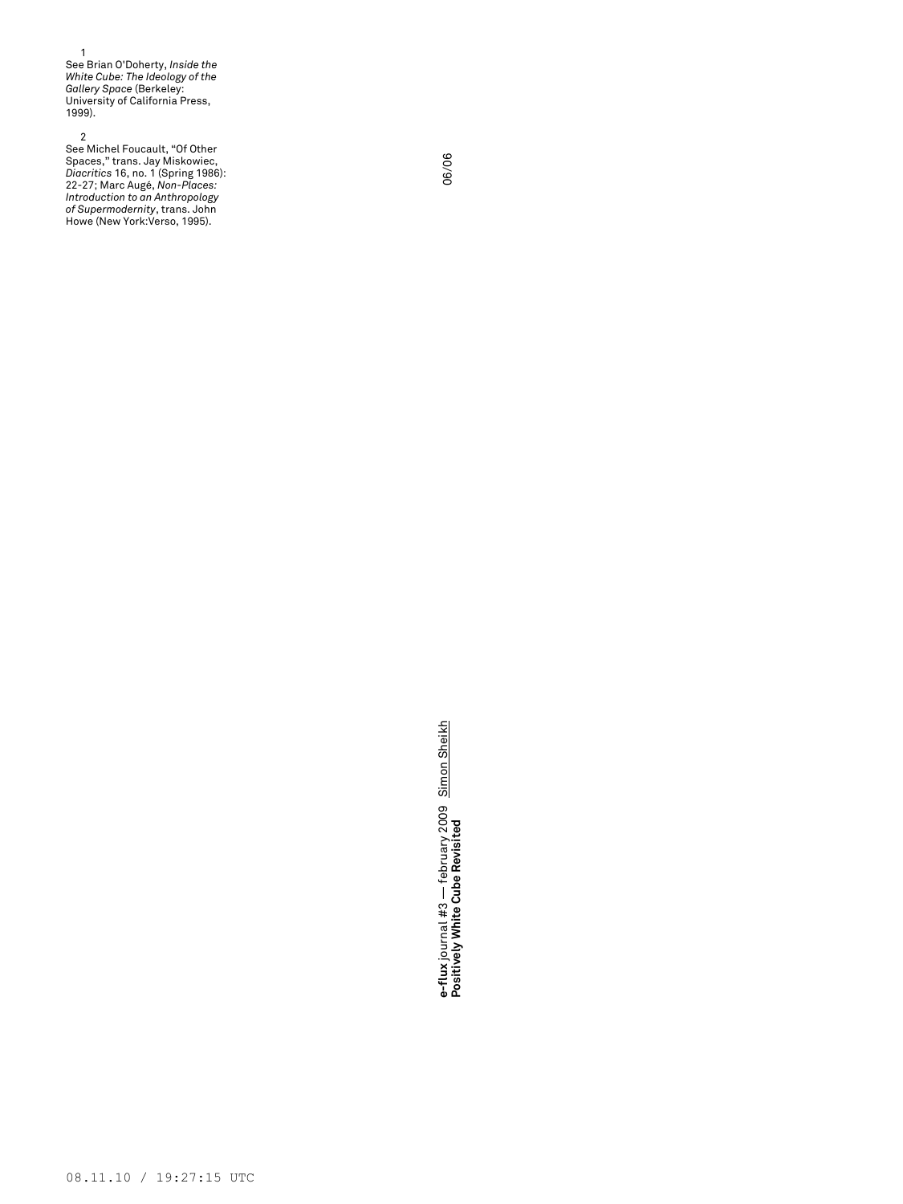1
See Brian O'Doherty, *Inside the White Cube: The Ideology of the Gallery Space* (Berkeley: University of California Press, 1999).

2
See Michel Foucault, "Of Other Spaces," trans. Jay Miskowiec, *Diacritics* 16, no. 1 (Spring 1986): 22-27; Marc Augé, *Non-Places: Introduction to an Anthropology of Supermodernity*, trans. John Howe (New York:Verso, 1995).